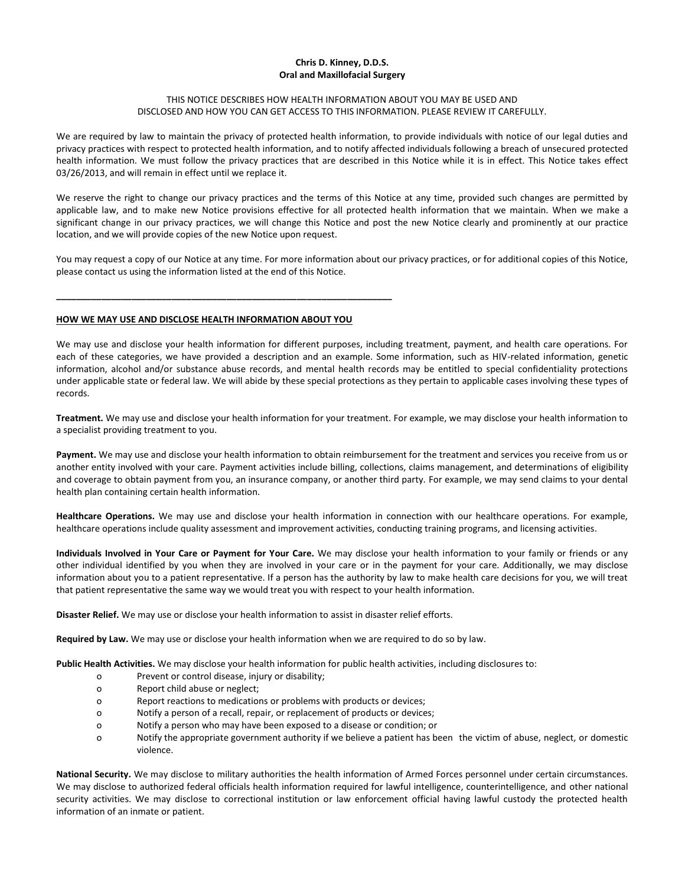**Chris D. Kinney, D.D.S.**
**Oral and Maxillofacial Surgery**

THIS NOTICE DESCRIBES HOW HEALTH INFORMATION ABOUT YOU MAY BE USED AND DISCLOSED AND HOW YOU CAN GET ACCESS TO THIS INFORMATION. PLEASE REVIEW IT CAREFULLY.

We are required by law to maintain the privacy of protected health information, to provide individuals with notice of our legal duties and privacy practices with respect to protected health information, and to notify affected individuals following a breach of unsecured protected health information. We must follow the privacy practices that are described in this Notice while it is in effect. This Notice takes effect 03/26/2013, and will remain in effect until we replace it.

We reserve the right to change our privacy practices and the terms of this Notice at any time, provided such changes are permitted by applicable law, and to make new Notice provisions effective for all protected health information that we maintain. When we make a significant change in our privacy practices, we will change this Notice and post the new Notice clearly and prominently at our practice location, and we will provide copies of the new Notice upon request.

You may request a copy of our Notice at any time. For more information about our privacy practices, or for additional copies of this Notice, please contact us using the information listed at the end of this Notice.

---

**HOW WE MAY USE AND DISCLOSE HEALTH INFORMATION ABOUT YOU**

We may use and disclose your health information for different purposes, including treatment, payment, and health care operations. For each of these categories, we have provided a description and an example. Some information, such as HIV-related information, genetic information, alcohol and/or substance abuse records, and mental health records may be entitled to special confidentiality protections under applicable state or federal law. We will abide by these special protections as they pertain to applicable cases involving these types of records.

**Treatment.** We may use and disclose your health information for your treatment. For example, we may disclose your health information to a specialist providing treatment to you.

**Payment.** We may use and disclose your health information to obtain reimbursement for the treatment and services you receive from us or another entity involved with your care. Payment activities include billing, collections, claims management, and determinations of eligibility and coverage to obtain payment from you, an insurance company, or another third party. For example, we may send claims to your dental health plan containing certain health information.

**Healthcare Operations.** We may use and disclose your health information in connection with our healthcare operations. For example, healthcare operations include quality assessment and improvement activities, conducting training programs, and licensing activities.

**Individuals Involved in Your Care or Payment for Your Care.** We may disclose your health information to your family or friends or any other individual identified by you when they are involved in your care or in the payment for your care. Additionally, we may disclose information about you to a patient representative. If a person has the authority by law to make health care decisions for you, we will treat that patient representative the same way we would treat you with respect to your health information.

**Disaster Relief.** We may use or disclose your health information to assist in disaster relief efforts.

**Required by Law.** We may use or disclose your health information when we are required to do so by law.

**Public Health Activities.** We may disclose your health information for public health activities, including disclosures to:

- Prevent or control disease, injury or disability;
- Report child abuse or neglect;
- Report reactions to medications or problems with products or devices;
- Notify a person of a recall, repair, or replacement of products or devices;
- Notify a person who may have been exposed to a disease or condition; or
- Notify the appropriate government authority if we believe a patient has been the victim of abuse, neglect, or domestic violence.

**National Security.** We may disclose to military authorities the health information of Armed Forces personnel under certain circumstances. We may disclose to authorized federal officials health information required for lawful intelligence, counterintelligence, and other national security activities. We may disclose to correctional institution or law enforcement official having lawful custody the protected health information of an inmate or patient.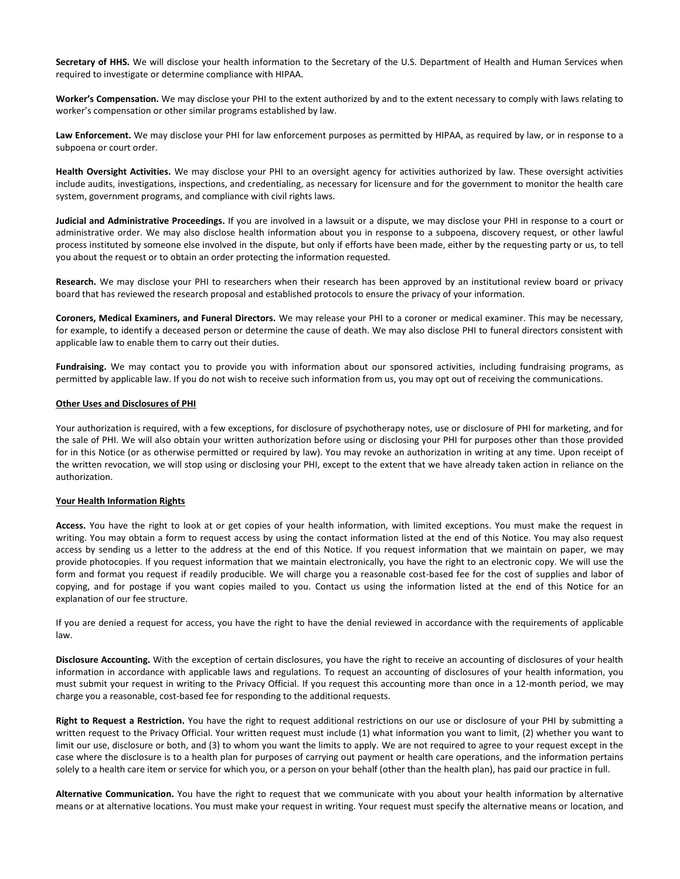**Secretary of HHS.** We will disclose your health information to the Secretary of the U.S. Department of Health and Human Services when required to investigate or determine compliance with HIPAA.

**Worker's Compensation.** We may disclose your PHI to the extent authorized by and to the extent necessary to comply with laws relating to worker's compensation or other similar programs established by law.

**Law Enforcement.** We may disclose your PHI for law enforcement purposes as permitted by HIPAA, as required by law, or in response to a subpoena or court order.

**Health Oversight Activities.** We may disclose your PHI to an oversight agency for activities authorized by law. These oversight activities include audits, investigations, inspections, and credentialing, as necessary for licensure and for the government to monitor the health care system, government programs, and compliance with civil rights laws.

**Judicial and Administrative Proceedings.** If you are involved in a lawsuit or a dispute, we may disclose your PHI in response to a court or administrative order. We may also disclose health information about you in response to a subpoena, discovery request, or other lawful process instituted by someone else involved in the dispute, but only if efforts have been made, either by the requesting party or us, to tell you about the request or to obtain an order protecting the information requested.

**Research.** We may disclose your PHI to researchers when their research has been approved by an institutional review board or privacy board that has reviewed the research proposal and established protocols to ensure the privacy of your information.

**Coroners, Medical Examiners, and Funeral Directors.** We may release your PHI to a coroner or medical examiner. This may be necessary, for example, to identify a deceased person or determine the cause of death. We may also disclose PHI to funeral directors consistent with applicable law to enable them to carry out their duties.

**Fundraising.** We may contact you to provide you with information about our sponsored activities, including fundraising programs, as permitted by applicable law. If you do not wish to receive such information from us, you may opt out of receiving the communications.

**Other Uses and Disclosures of PHI**

Your authorization is required, with a few exceptions, for disclosure of psychotherapy notes, use or disclosure of PHI for marketing, and for the sale of PHI. We will also obtain your written authorization before using or disclosing your PHI for purposes other than those provided for in this Notice (or as otherwise permitted or required by law). You may revoke an authorization in writing at any time. Upon receipt of the written revocation, we will stop using or disclosing your PHI, except to the extent that we have already taken action in reliance on the authorization.

**Your Health Information Rights**

**Access.** You have the right to look at or get copies of your health information, with limited exceptions. You must make the request in writing. You may obtain a form to request access by using the contact information listed at the end of this Notice. You may also request access by sending us a letter to the address at the end of this Notice. If you request information that we maintain on paper, we may provide photocopies. If you request information that we maintain electronically, you have the right to an electronic copy. We will use the form and format you request if readily producible. We will charge you a reasonable cost-based fee for the cost of supplies and labor of copying, and for postage if you want copies mailed to you. Contact us using the information listed at the end of this Notice for an explanation of our fee structure.

If you are denied a request for access, you have the right to have the denial reviewed in accordance with the requirements of applicable law.

**Disclosure Accounting.** With the exception of certain disclosures, you have the right to receive an accounting of disclosures of your health information in accordance with applicable laws and regulations. To request an accounting of disclosures of your health information, you must submit your request in writing to the Privacy Official. If you request this accounting more than once in a 12-month period, we may charge you a reasonable, cost-based fee for responding to the additional requests.

**Right to Request a Restriction.** You have the right to request additional restrictions on our use or disclosure of your PHI by submitting a written request to the Privacy Official. Your written request must include (1) what information you want to limit, (2) whether you want to limit our use, disclosure or both, and (3) to whom you want the limits to apply. We are not required to agree to your request except in the case where the disclosure is to a health plan for purposes of carrying out payment or health care operations, and the information pertains solely to a health care item or service for which you, or a person on your behalf (other than the health plan), has paid our practice in full.

**Alternative Communication.** You have the right to request that we communicate with you about your health information by alternative means or at alternative locations. You must make your request in writing. Your request must specify the alternative means or location, and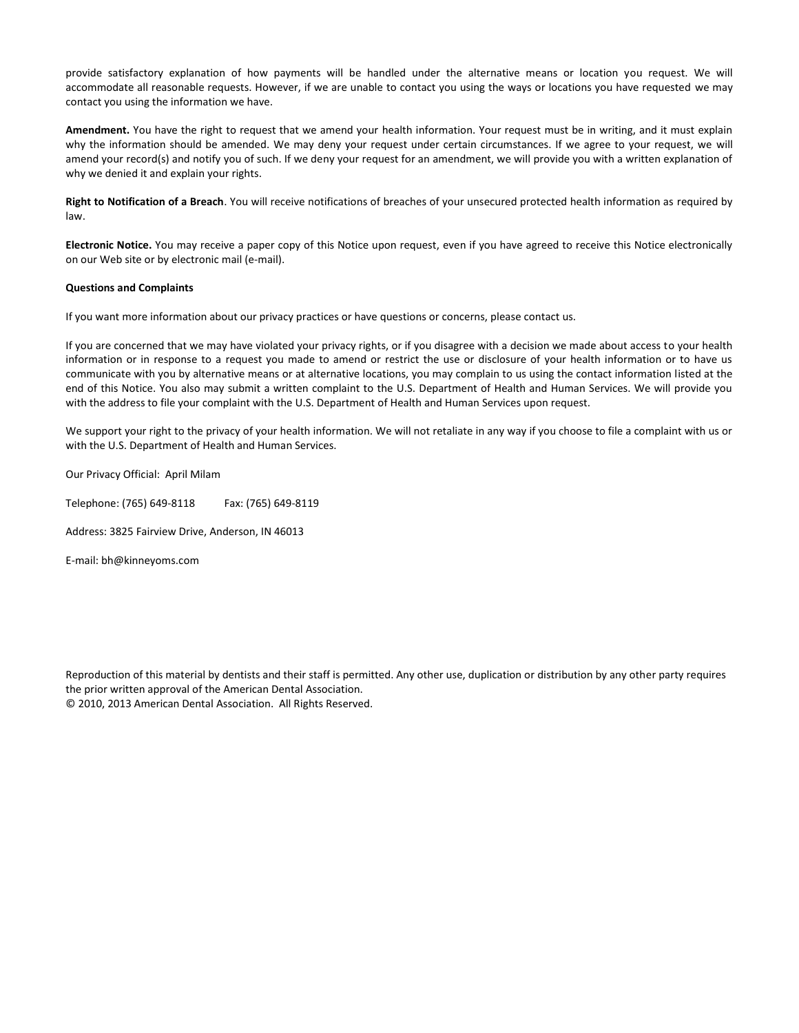provide satisfactory explanation of how payments will be handled under the alternative means or location you request. We will accommodate all reasonable requests. However, if we are unable to contact you using the ways or locations you have requested we may contact you using the information we have.

**Amendment.** You have the right to request that we amend your health information. Your request must be in writing, and it must explain why the information should be amended. We may deny your request under certain circumstances. If we agree to your request, we will amend your record(s) and notify you of such. If we deny your request for an amendment, we will provide you with a written explanation of why we denied it and explain your rights.

**Right to Notification of a Breach**. You will receive notifications of breaches of your unsecured protected health information as required by law.

**Electronic Notice.** You may receive a paper copy of this Notice upon request, even if you have agreed to receive this Notice electronically on our Web site or by electronic mail (e-mail).

**Questions and Complaints**

If you want more information about our privacy practices or have questions or concerns, please contact us.

If you are concerned that we may have violated your privacy rights, or if you disagree with a decision we made about access to your health information or in response to a request you made to amend or restrict the use or disclosure of your health information or to have us communicate with you by alternative means or at alternative locations, you may complain to us using the contact information listed at the end of this Notice. You also may submit a written complaint to the U.S. Department of Health and Human Services. We will provide you with the address to file your complaint with the U.S. Department of Health and Human Services upon request.

We support your right to the privacy of your health information. We will not retaliate in any way if you choose to file a complaint with us or with the U.S. Department of Health and Human Services.

Our Privacy Official: April Milam

Telephone: (765) 649-8118 Fax: (765) 649-8119

Address: 3825 Fairview Drive, Anderson, IN 46013

E-mail: bh@kinneyoms.com

Reproduction of this material by dentists and their staff is permitted. Any other use, duplication or distribution by any other party requires the prior written approval of the American Dental Association.
© 2010, 2013 American Dental Association. All Rights Reserved.